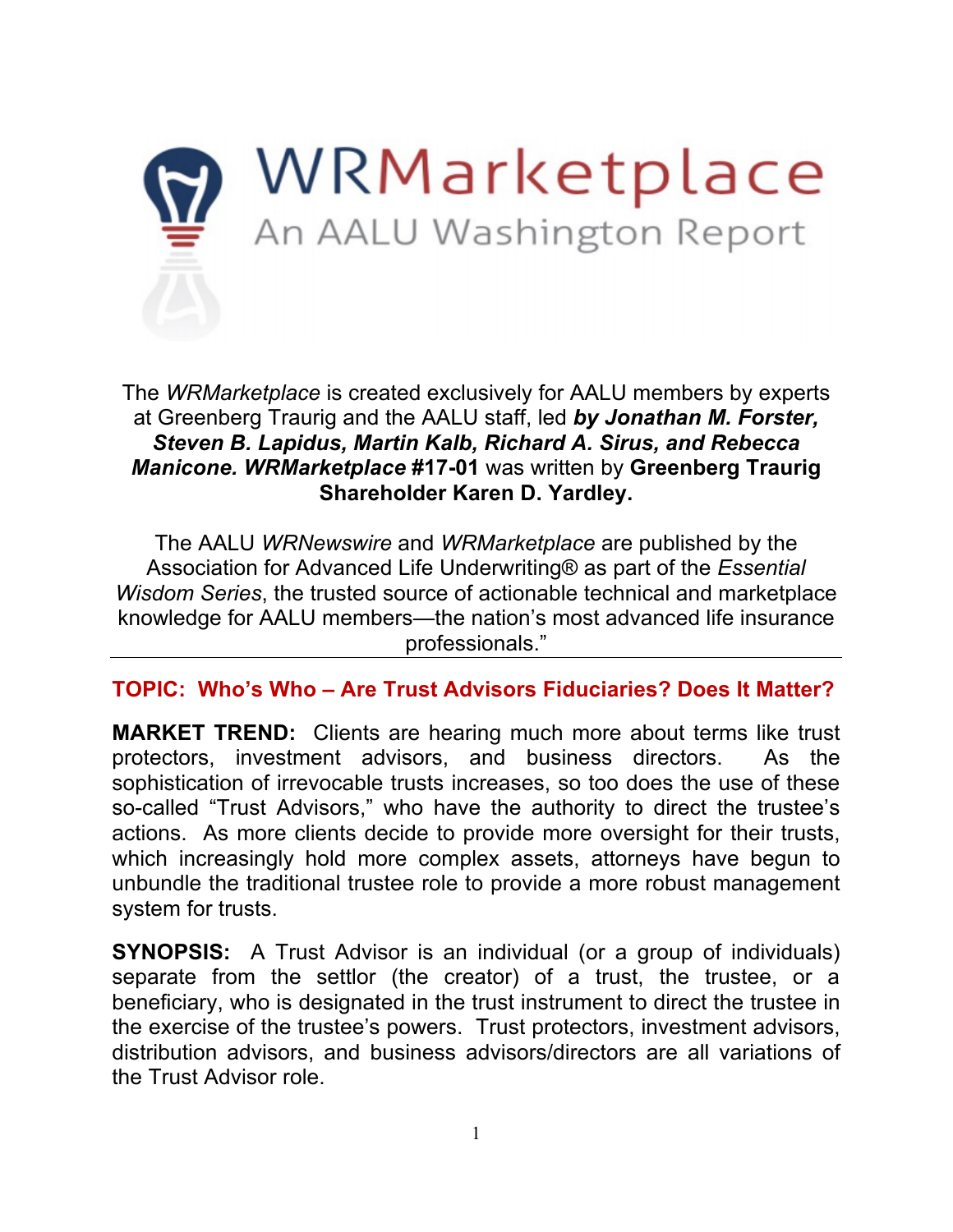# WRMarketplace

## An AALU Washington Report

The *WRMarketplace* is created exclusively for AALU members by experts at Greenberg Traurig and the AALU staff, led ***by Jonathan M. Forster, Steven B. Lapidus, Martin Kalb, Richard A. Sirus, and Rebecca Manicone. WRMarketplace*** **#17-01** was written by **Greenberg Traurig Shareholder Karen D. Yardley.**

The AALU *WRNewswire* and *WRMarketplace* are published by the Association for Advanced Life Underwriting® as part of the *Essential Wisdom Series*, the trusted source of actionable technical and marketplace knowledge for AALU members—the nation's most advanced life insurance professionals."

---

**TOPIC: Who's Who – Are Trust Advisors Fiduciaries? Does It Matter?**

**MARKET TREND:** Clients are hearing much more about terms like trust protectors, investment advisors, and business directors. As the sophistication of irrevocable trusts increases, so too does the use of these so-called "Trust Advisors," who have the authority to direct the trustee's actions. As more clients decide to provide more oversight for their trusts, which increasingly hold more complex assets, attorneys have begun to unbundle the traditional trustee role to provide a more robust management system for trusts.

**SYNOPSIS:** A Trust Advisor is an individual (or a group of individuals) separate from the settlor (the creator) of a trust, the trustee, or a beneficiary, who is designated in the trust instrument to direct the trustee in the exercise of the trustee's powers. Trust protectors, investment advisors, distribution advisors, and business advisors/directors are all variations of the Trust Advisor role.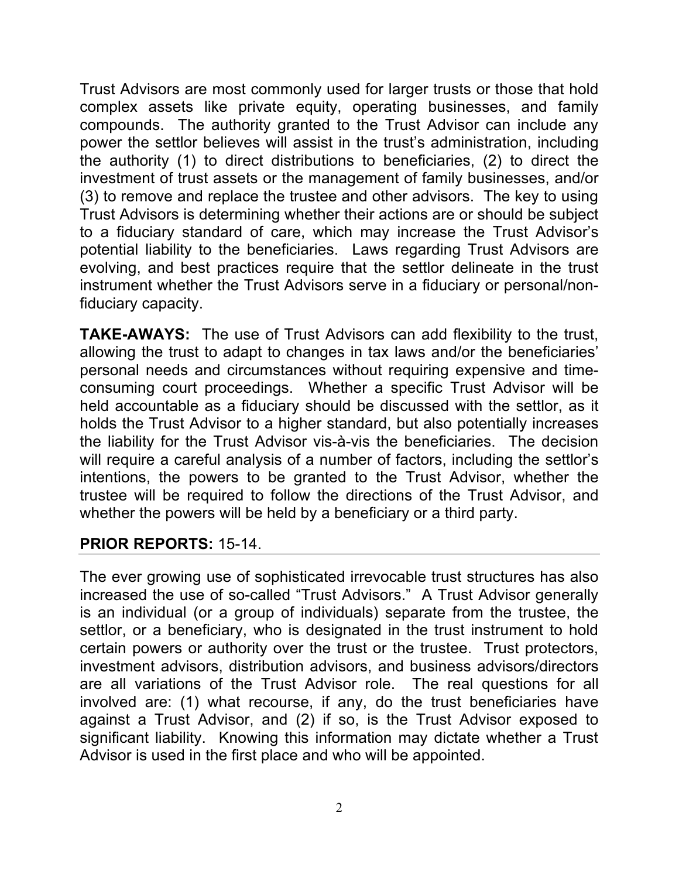Trust Advisors are most commonly used for larger trusts or those that hold complex assets like private equity, operating businesses, and family compounds. The authority granted to the Trust Advisor can include any power the settlor believes will assist in the trust's administration, including the authority (1) to direct distributions to beneficiaries, (2) to direct the investment of trust assets or the management of family businesses, and/or (3) to remove and replace the trustee and other advisors. The key to using Trust Advisors is determining whether their actions are or should be subject to a fiduciary standard of care, which may increase the Trust Advisor's potential liability to the beneficiaries. Laws regarding Trust Advisors are evolving, and best practices require that the settlor delineate in the trust instrument whether the Trust Advisors serve in a fiduciary or personal/non-fiduciary capacity.

**TAKE-AWAYS:** The use of Trust Advisors can add flexibility to the trust, allowing the trust to adapt to changes in tax laws and/or the beneficiaries' personal needs and circumstances without requiring expensive and time-consuming court proceedings. Whether a specific Trust Advisor will be held accountable as a fiduciary should be discussed with the settlor, as it holds the Trust Advisor to a higher standard, but also potentially increases the liability for the Trust Advisor vis-à-vis the beneficiaries. The decision will require a careful analysis of a number of factors, including the settlor's intentions, the powers to be granted to the Trust Advisor, whether the trustee will be required to follow the directions of the Trust Advisor, and whether the powers will be held by a beneficiary or a third party.

**PRIOR REPORTS:** 15-14.

---

The ever growing use of sophisticated irrevocable trust structures has also increased the use of so-called "Trust Advisors." A Trust Advisor generally is an individual (or a group of individuals) separate from the trustee, the settlor, or a beneficiary, who is designated in the trust instrument to hold certain powers or authority over the trust or the trustee. Trust protectors, investment advisors, distribution advisors, and business advisors/directors are all variations of the Trust Advisor role. The real questions for all involved are: (1) what recourse, if any, do the trust beneficiaries have against a Trust Advisor, and (2) if so, is the Trust Advisor exposed to significant liability. Knowing this information may dictate whether a Trust Advisor is used in the first place and who will be appointed.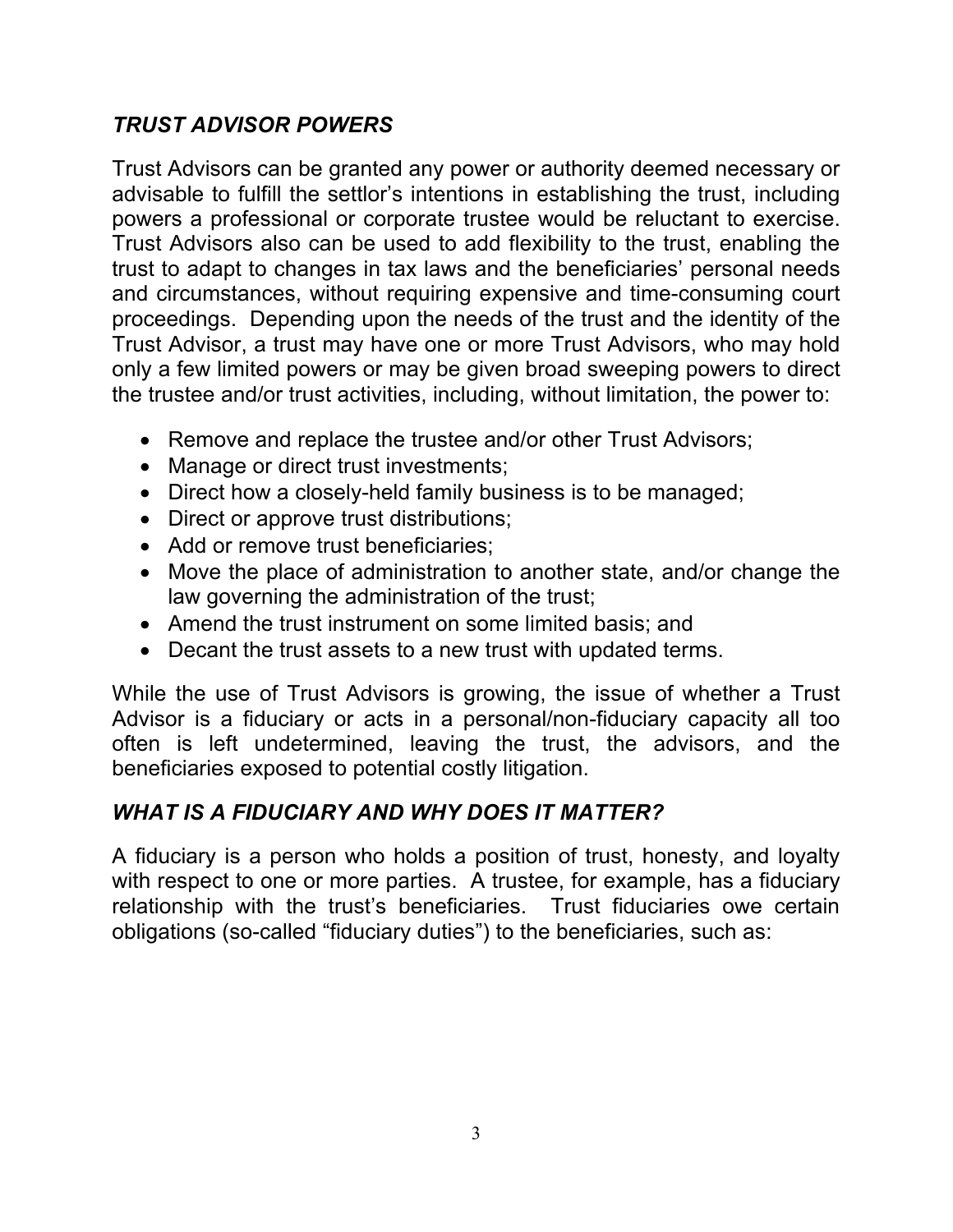## *TRUST ADVISOR POWERS*

Trust Advisors can be granted any power or authority deemed necessary or advisable to fulfill the settlor's intentions in establishing the trust, including powers a professional or corporate trustee would be reluctant to exercise. Trust Advisors also can be used to add flexibility to the trust, enabling the trust to adapt to changes in tax laws and the beneficiaries' personal needs and circumstances, without requiring expensive and time-consuming court proceedings. Depending upon the needs of the trust and the identity of the Trust Advisor, a trust may have one or more Trust Advisors, who may hold only a few limited powers or may be given broad sweeping powers to direct the trustee and/or trust activities, including, without limitation, the power to:

- Remove and replace the trustee and/or other Trust Advisors;
- Manage or direct trust investments;
- Direct how a closely-held family business is to be managed;
- Direct or approve trust distributions;
- Add or remove trust beneficiaries;
- Move the place of administration to another state, and/or change the law governing the administration of the trust;
- Amend the trust instrument on some limited basis; and
- Decant the trust assets to a new trust with updated terms.

While the use of Trust Advisors is growing, the issue of whether a Trust Advisor is a fiduciary or acts in a personal/non-fiduciary capacity all too often is left undetermined, leaving the trust, the advisors, and the beneficiaries exposed to potential costly litigation.

## *WHAT IS A FIDUCIARY AND WHY DOES IT MATTER?*

A fiduciary is a person who holds a position of trust, honesty, and loyalty with respect to one or more parties. A trustee, for example, has a fiduciary relationship with the trust's beneficiaries. Trust fiduciaries owe certain obligations (so-called "fiduciary duties") to the beneficiaries, such as: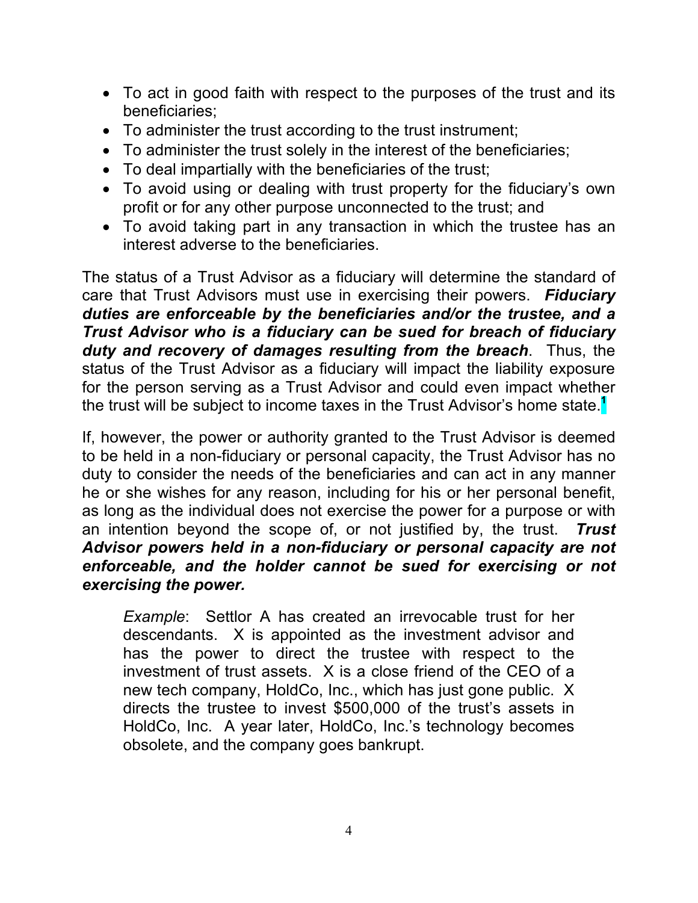- To act in good faith with respect to the purposes of the trust and its beneficiaries;
- To administer the trust according to the trust instrument;
- To administer the trust solely in the interest of the beneficiaries;
- To deal impartially with the beneficiaries of the trust;
- To avoid using or dealing with trust property for the fiduciary's own profit or for any other purpose unconnected to the trust; and
- To avoid taking part in any transaction in which the trustee has an interest adverse to the beneficiaries.

The status of a Trust Advisor as a fiduciary will determine the standard of care that Trust Advisors must use in exercising their powers. ***Fiduciary duties are enforceable by the beneficiaries and/or the trustee, and a Trust Advisor who is a fiduciary can be sued for breach of fiduciary duty and recovery of damages resulting from the breach***. Thus, the status of the Trust Advisor as a fiduciary will impact the liability exposure for the person serving as a Trust Advisor and could even impact whether the trust will be subject to income taxes in the Trust Advisor's home state.[1]

If, however, the power or authority granted to the Trust Advisor is deemed to be held in a non-fiduciary or personal capacity, the Trust Advisor has no duty to consider the needs of the beneficiaries and can act in any manner he or she wishes for any reason, including for his or her personal benefit, as long as the individual does not exercise the power for a purpose or with an intention beyond the scope of, or not justified by, the trust. ***Trust Advisor powers held in a non-fiduciary or personal capacity are not enforceable, and the holder cannot be sued for exercising or not exercising the power.***

> *Example*: Settlor A has created an irrevocable trust for her descendants. X is appointed as the investment advisor and has the power to direct the trustee with respect to the investment of trust assets. X is a close friend of the CEO of a new tech company, HoldCo, Inc., which has just gone public. X directs the trustee to invest $500,000 of the trust's assets in HoldCo, Inc. A year later, HoldCo, Inc.'s technology becomes obsolete, and the company goes bankrupt.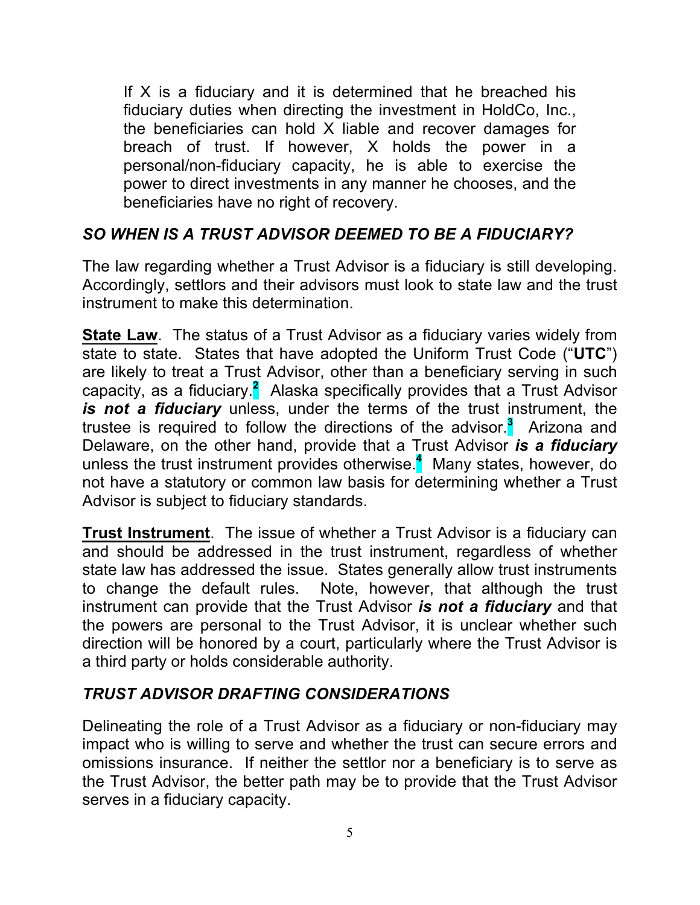If X is a fiduciary and it is determined that he breached his fiduciary duties when directing the investment in HoldCo, Inc., the beneficiaries can hold X liable and recover damages for breach of trust. If however, X holds the power in a personal/non-fiduciary capacity, he is able to exercise the power to direct investments in any manner he chooses, and the beneficiaries have no right of recovery.

### *SO WHEN IS A TRUST ADVISOR DEEMED TO BE A FIDUCIARY?*

The law regarding whether a Trust Advisor is a fiduciary is still developing. Accordingly, settlors and their advisors must look to state law and the trust instrument to make this determination.

**State Law**. The status of a Trust Advisor as a fiduciary varies widely from state to state. States that have adopted the Uniform Trust Code ("**UTC**") are likely to treat a Trust Advisor, other than a beneficiary serving in such capacity, as a fiduciary.[2] Alaska specifically provides that a Trust Advisor ***is not a fiduciary*** unless, under the terms of the trust instrument, the trustee is required to follow the directions of the advisor.[3] Arizona and Delaware, on the other hand, provide that a Trust Advisor ***is a fiduciary*** unless the trust instrument provides otherwise.[4] Many states, however, do not have a statutory or common law basis for determining whether a Trust Advisor is subject to fiduciary standards.

**Trust Instrument**. The issue of whether a Trust Advisor is a fiduciary can and should be addressed in the trust instrument, regardless of whether state law has addressed the issue. States generally allow trust instruments to change the default rules. Note, however, that although the trust instrument can provide that the Trust Advisor ***is not a fiduciary*** and that the powers are personal to the Trust Advisor, it is unclear whether such direction will be honored by a court, particularly where the Trust Advisor is a third party or holds considerable authority.

### *TRUST ADVISOR DRAFTING CONSIDERATIONS*

Delineating the role of a Trust Advisor as a fiduciary or non-fiduciary may impact who is willing to serve and whether the trust can secure errors and omissions insurance. If neither the settlor nor a beneficiary is to serve as the Trust Advisor, the better path may be to provide that the Trust Advisor serves in a fiduciary capacity.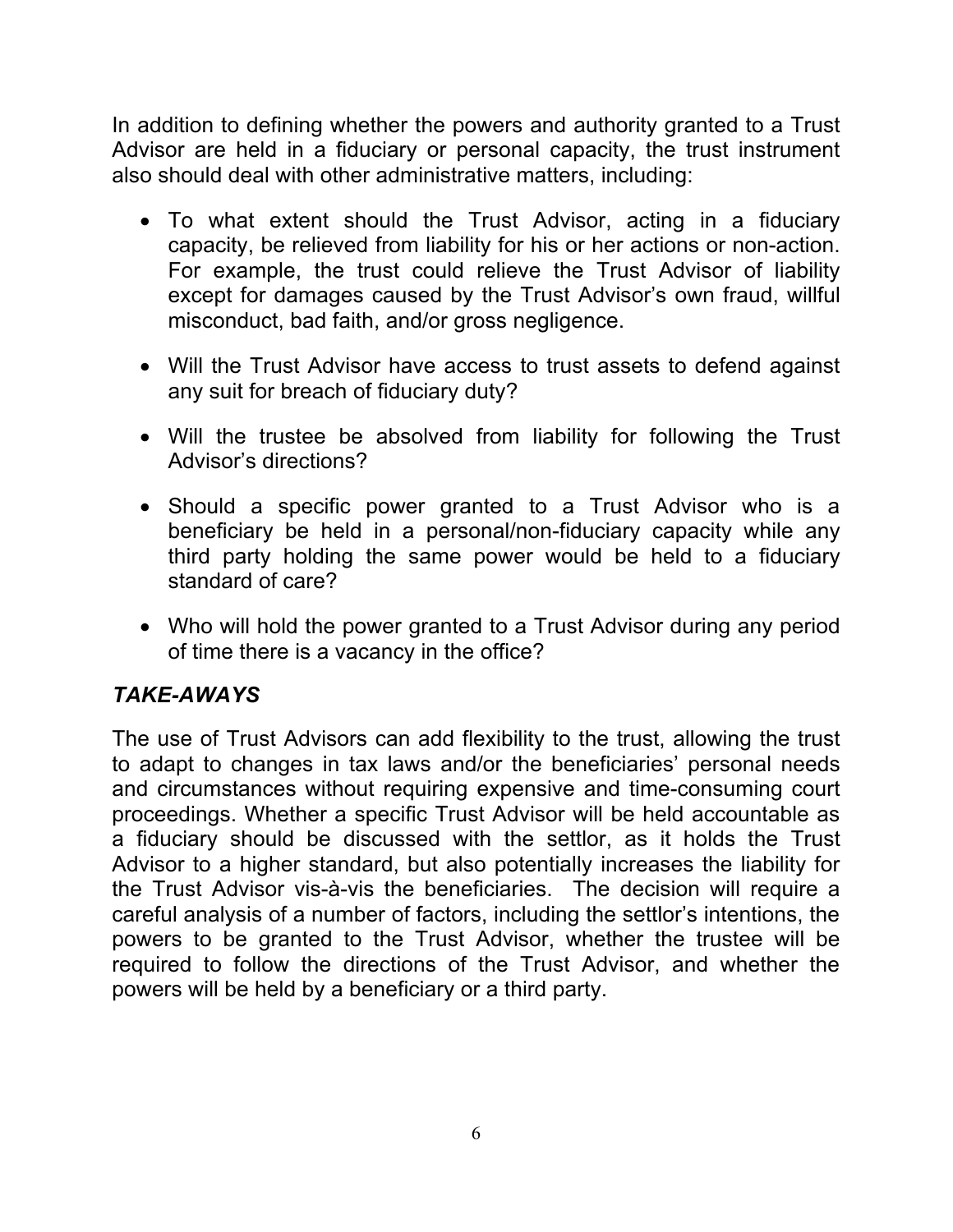In addition to defining whether the powers and authority granted to a Trust Advisor are held in a fiduciary or personal capacity, the trust instrument also should deal with other administrative matters, including:

- To what extent should the Trust Advisor, acting in a fiduciary capacity, be relieved from liability for his or her actions or non-action. For example, the trust could relieve the Trust Advisor of liability except for damages caused by the Trust Advisor's own fraud, willful misconduct, bad faith, and/or gross negligence.
- Will the Trust Advisor have access to trust assets to defend against any suit for breach of fiduciary duty?
- Will the trustee be absolved from liability for following the Trust Advisor's directions?
- Should a specific power granted to a Trust Advisor who is a beneficiary be held in a personal/non-fiduciary capacity while any third party holding the same power would be held to a fiduciary standard of care?
- Who will hold the power granted to a Trust Advisor during any period of time there is a vacancy in the office?

### *TAKE-AWAYS*

The use of Trust Advisors can add flexibility to the trust, allowing the trust to adapt to changes in tax laws and/or the beneficiaries' personal needs and circumstances without requiring expensive and time-consuming court proceedings. Whether a specific Trust Advisor will be held accountable as a fiduciary should be discussed with the settlor, as it holds the Trust Advisor to a higher standard, but also potentially increases the liability for the Trust Advisor vis-à-vis the beneficiaries. The decision will require a careful analysis of a number of factors, including the settlor's intentions, the powers to be granted to the Trust Advisor, whether the trustee will be required to follow the directions of the Trust Advisor, and whether the powers will be held by a beneficiary or a third party.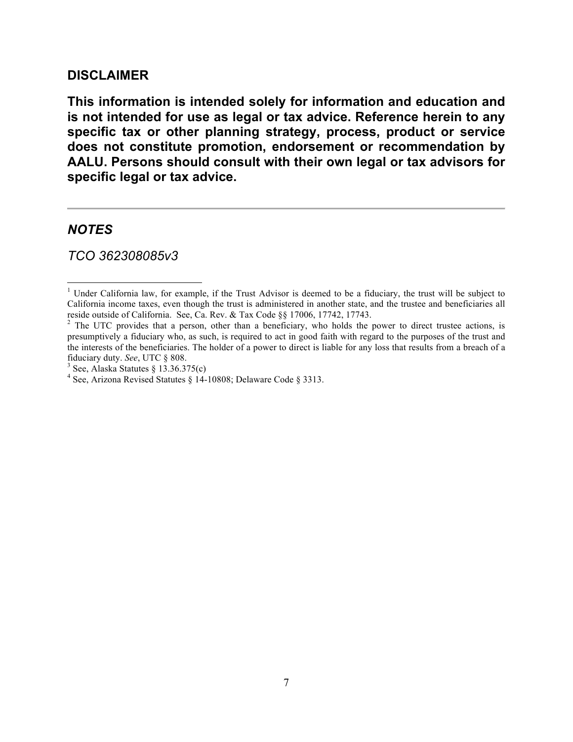## DISCLAIMER

**This information is intended solely for information and education and is not intended for use as legal or tax advice. Reference herein to any specific tax or other planning strategy, process, product or service does not constitute promotion, endorsement or recommendation by AALU. Persons should consult with their own legal or tax advisors for specific legal or tax advice.**

---

## *NOTES*

*TCO 362308085v3*

---

[1] Under California law, for example, if the Trust Advisor is deemed to be a fiduciary, the trust will be subject to California income taxes, even though the trust is administered in another state, and the trustee and beneficiaries all reside outside of California. See, Ca. Rev. & Tax Code §§ 17006, 17742, 17743.

[2] The UTC provides that a person, other than a beneficiary, who holds the power to direct trustee actions, is presumptively a fiduciary who, as such, is required to act in good faith with regard to the purposes of the trust and the interests of the beneficiaries. The holder of a power to direct is liable for any loss that results from a breach of a fiduciary duty. *See*, UTC § 808.

[3] See, Alaska Statutes § 13.36.375(c)

[4] See, Arizona Revised Statutes § 14-10808; Delaware Code § 3313.